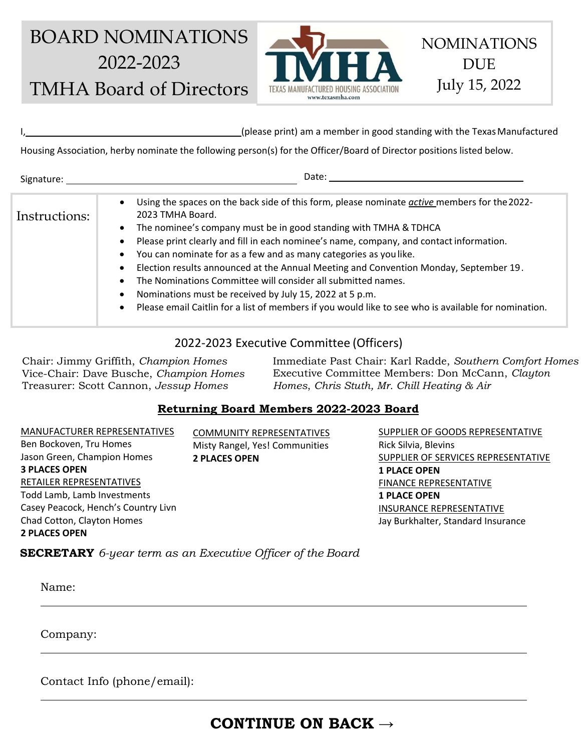# BOARD NOMINATIONS 2022-2023 TMHA Board of Directors

TMHA
TEXAS MANUFACTURED HOUSING ASSOCIATION
www.texasmha.com

**NOMINATIONS DUE July 15, 2022**

I,\_\_\_\_\_\_\_\_\_\_\_\_\_\_\_\_\_\_\_\_\_\_\_\_\_\_\_\_\_\_\_\_\_\_\_\_(please print) am a member in good standing with the Texas Manufactured Housing Association, herby nominate the following person(s) for the Officer/Board of Director positions listed below.

Signature: \_\_\_\_\_\_\_\_\_\_\_\_\_\_\_\_\_\_\_\_\_\_\_\_\_\_\_\_\_\_\_\_\_\_\_\_ Date: \_\_\_\_\_\_\_\_\_\_\_\_\_\_\_\_\_\_\_\_\_\_\_\_\_\_\_\_\_\_\_\_

**Instructions:**

- Using the spaces on the back side of this form, please nominate *active* members for the 2022-2023 TMHA Board.
- The nominee's company must be in good standing with TMHA & TDHCA
- Please print clearly and fill in each nominee's name, company, and contact information.
- You can nominate for as a few and as many categories as you like.
- Election results announced at the Annual Meeting and Convention Monday, September 19.
- The Nominations Committee will consider all submitted names.
- Nominations must be received by July 15, 2022 at 5 p.m.
- Please email Caitlin for a list of members if you would like to see who is available for nomination.

## 2022-2023 Executive Committee (Officers)

Chair: Jimmy Griffith, *Champion Homes*
Vice-Chair: Dave Busche, *Champion Homes*
Treasurer: Scott Cannon, *Jessup Homes*
Immediate Past Chair: Karl Radde, *Southern Comfort Homes*
Executive Committee Members: Don McCann, *Clayton Homes*, Chris Stuth, *Mr. Chill Heating & Air*

## Returning Board Members 2022-2023 Board

MANUFACTURER REPRESENTATIVES
Ben Bockoven, Tru Homes
Jason Green, Champion Homes
**3 PLACES OPEN**

RETAILER REPRESENTATIVES
Todd Lamb, Lamb Investments
Casey Peacock, Hench's Country Livn
Chad Cotton, Clayton Homes
**2 PLACES OPEN**

COMMUNITY REPRESENTATIVES
Misty Rangel, Yes! Communities
**2 PLACES OPEN**

SUPPLIER OF GOODS REPRESENTATIVE
Rick Silvia, Blevins

SUPPLIER OF SERVICES REPRESENTATIVE
**1 PLACE OPEN**

FINANCE REPRESENTATIVE
**1 PLACE OPEN**

INSURANCE REPRESENTATIVE
Jay Burkhalter, Standard Insurance

**SECRETARY** *6-year term as an Executive Officer of the Board*

Name: \_\_\_\_\_\_\_\_\_\_\_\_\_\_\_\_\_\_\_\_\_\_\_\_\_\_\_\_\_\_\_\_\_\_\_\_

Company: \_\_\_\_\_\_\_\_\_\_\_\_\_\_\_\_\_\_\_\_\_\_\_\_\_\_\_\_\_\_\_\_\_\_\_\_

Contact Info (phone/email): \_\_\_\_\_\_\_\_\_\_\_\_\_\_\_\_\_\_\_\_\_\_\_\_\_\_\_\_\_\_\_\_\_\_\_\_

**CONTINUE ON BACK →**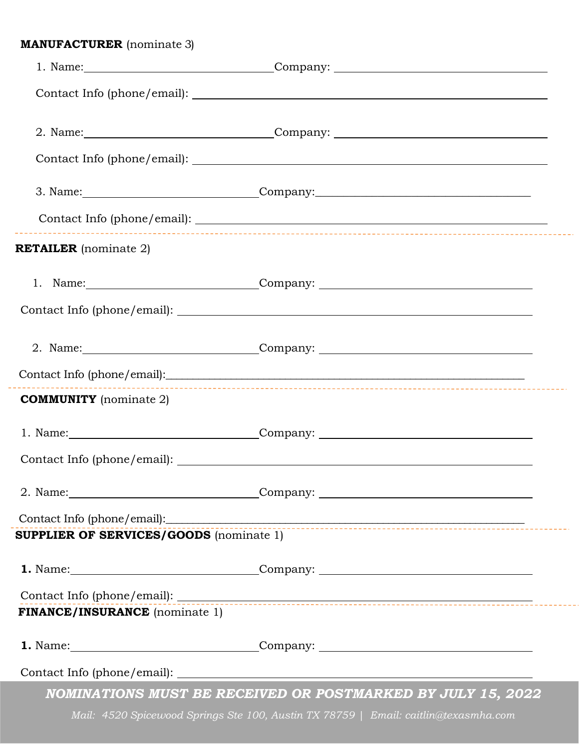**MANUFACTURER** (nominate 3)

1. Name:\_\_\_\_\_\_\_\_\_\_\_\_\_\_\_\_\_\_\_\_\_\_\_\_\_\_\_\_\_\_ Company: \_\_\_\_\_\_\_\_\_\_\_\_\_\_\_\_\_\_\_\_\_\_\_\_\_\_\_\_\_\_\_\_\_\_

   Contact Info (phone/email): \_\_\_\_\_\_\_\_\_\_\_\_\_\_\_\_\_\_\_\_\_\_\_\_\_\_\_\_\_\_\_\_\_\_\_\_\_\_\_\_\_\_\_\_\_\_\_\_\_\_\_\_\_\_\_\_

2. Name:\_\_\_\_\_\_\_\_\_\_\_\_\_\_\_\_\_\_\_\_\_\_\_\_\_\_\_\_\_\_ Company: \_\_\_\_\_\_\_\_\_\_\_\_\_\_\_\_\_\_\_\_\_\_\_\_\_\_\_\_\_\_\_\_\_\_

   Contact Info (phone/email): \_\_\_\_\_\_\_\_\_\_\_\_\_\_\_\_\_\_\_\_\_\_\_\_\_\_\_\_\_\_\_\_\_\_\_\_\_\_\_\_\_\_\_\_\_\_\_\_\_\_\_\_\_\_\_\_

3. Name:\_\_\_\_\_\_\_\_\_\_\_\_\_\_\_\_\_\_\_\_\_\_\_\_\_\_\_\_\_\_ Company:\_\_\_\_\_\_\_\_\_\_\_\_\_\_\_\_\_\_\_\_\_\_\_\_\_\_\_\_\_\_\_\_\_\_

   Contact Info (phone/email): \_\_\_\_\_\_\_\_\_\_\_\_\_\_\_\_\_\_\_\_\_\_\_\_\_\_\_\_\_\_\_\_\_\_\_\_\_\_\_\_\_\_\_\_\_\_\_\_\_\_\_\_\_\_\_\_

---

**RETAILER** (nominate 2)

1. Name:\_\_\_\_\_\_\_\_\_\_\_\_\_\_\_\_\_\_\_\_\_\_\_\_\_\_\_\_\_\_ Company: \_\_\_\_\_\_\_\_\_\_\_\_\_\_\_\_\_\_\_\_\_\_\_\_\_\_\_\_\_\_\_\_\_\_

   Contact Info (phone/email): \_\_\_\_\_\_\_\_\_\_\_\_\_\_\_\_\_\_\_\_\_\_\_\_\_\_\_\_\_\_\_\_\_\_\_\_\_\_\_\_\_\_\_\_\_\_\_\_\_\_\_\_\_\_\_\_

2. Name:\_\_\_\_\_\_\_\_\_\_\_\_\_\_\_\_\_\_\_\_\_\_\_\_\_\_\_\_\_\_ Company: \_\_\_\_\_\_\_\_\_\_\_\_\_\_\_\_\_\_\_\_\_\_\_\_\_\_\_\_\_\_\_\_\_\_

   Contact Info (phone/email):\_\_\_\_\_\_\_\_\_\_\_\_\_\_\_\_\_\_\_\_\_\_\_\_\_\_\_\_\_\_\_\_\_\_\_\_\_\_\_\_\_\_\_\_\_\_\_\_\_\_\_\_\_\_\_\_

---

**COMMUNITY** (nominate 2)

1. Name:\_\_\_\_\_\_\_\_\_\_\_\_\_\_\_\_\_\_\_\_\_\_\_\_\_\_\_\_\_\_ Company: \_\_\_\_\_\_\_\_\_\_\_\_\_\_\_\_\_\_\_\_\_\_\_\_\_\_\_\_\_\_\_\_\_\_

   Contact Info (phone/email): \_\_\_\_\_\_\_\_\_\_\_\_\_\_\_\_\_\_\_\_\_\_\_\_\_\_\_\_\_\_\_\_\_\_\_\_\_\_\_\_\_\_\_\_\_\_\_\_\_\_\_\_\_\_\_\_

2. Name:\_\_\_\_\_\_\_\_\_\_\_\_\_\_\_\_\_\_\_\_\_\_\_\_\_\_\_\_\_\_ Company: \_\_\_\_\_\_\_\_\_\_\_\_\_\_\_\_\_\_\_\_\_\_\_\_\_\_\_\_\_\_\_\_\_\_

   Contact Info (phone/email):\_\_\_\_\_\_\_\_\_\_\_\_\_\_\_\_\_\_\_\_\_\_\_\_\_\_\_\_\_\_\_\_\_\_\_\_\_\_\_\_\_\_\_\_\_\_\_\_\_\_\_\_\_\_\_\_

---

**SUPPLIER OF SERVICES/GOODS** (nominate 1)

**1.** Name:\_\_\_\_\_\_\_\_\_\_\_\_\_\_\_\_\_\_\_\_\_\_\_\_\_\_\_\_\_\_ Company: \_\_\_\_\_\_\_\_\_\_\_\_\_\_\_\_\_\_\_\_\_\_\_\_\_\_\_\_\_\_\_\_\_\_

Contact Info (phone/email): \_\_\_\_\_\_\_\_\_\_\_\_\_\_\_\_\_\_\_\_\_\_\_\_\_\_\_\_\_\_\_\_\_\_\_\_\_\_\_\_\_\_\_\_\_\_\_\_\_\_\_\_\_\_\_\_

---

**FINANCE/INSURANCE** (nominate 1)

**1.** Name:\_\_\_\_\_\_\_\_\_\_\_\_\_\_\_\_\_\_\_\_\_\_\_\_\_\_\_\_\_\_ Company: \_\_\_\_\_\_\_\_\_\_\_\_\_\_\_\_\_\_\_\_\_\_\_\_\_\_\_\_\_\_\_\_\_\_

Contact Info (phone/email): \_\_\_\_\_\_\_\_\_\_\_\_\_\_\_\_\_\_\_\_\_\_\_\_\_\_\_\_\_\_\_\_\_\_\_\_\_\_\_\_\_\_\_\_\_\_\_\_\_\_\_\_\_\_\_\_

***NOMINATIONS MUST BE RECEIVED OR POSTMARKED BY JULY 15, 2022***

*Mail: 4520 Spicewood Springs Ste 100, Austin TX 78759 | Email: caitlin@texasmha.com*